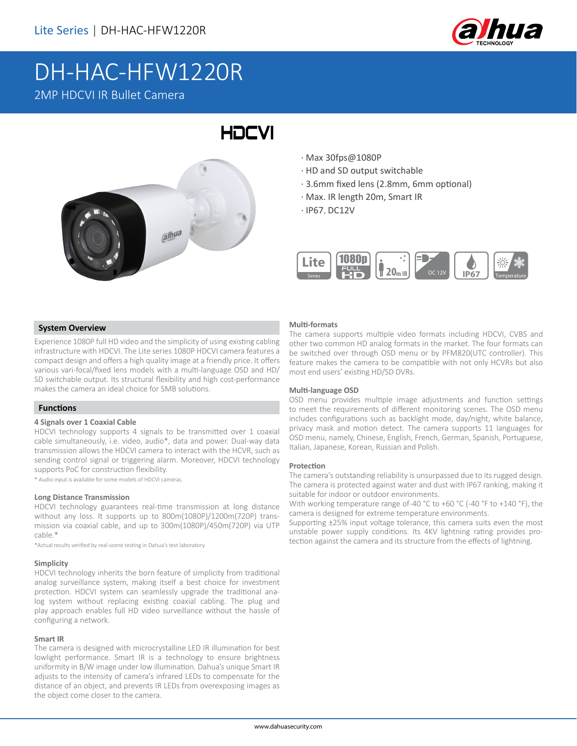Lite Series | DH-HAC-HFW1220R

# DH-HAC-HFW1220R

2MP HDCVI IR Bullet Camera

HDCVI

- Max 30fps@1080P
- HD and SD output switchable
- 3.6mm fixed lens (2.8mm, 6mm optional)
- Max. IR length 20m, Smart IR
- IP67, DC12V

## System Overview

Experience 1080P full HD video and the simplicity of using existing cabling infrastructure with HDCVI. The Lite series 1080P HDCVI camera features a compact design and offers a high quality image at a friendly price. It offers various vari-focal/fixed lens models with a multi-language OSD and HD/SD switchable output. Its structural flexibility and high cost-performance makes the camera an ideal choice for SMB solutions.

## Functions

### 4 Signals over 1 Coaxial Cable

HDCVI technology supports 4 signals to be transmitted over 1 coaxial cable simultaneously, i.e. video, audio*, data and power. Dual-way data transmission allows the HDCVI camera to interact with the HCVR, such as sending control signal or triggering alarm. Moreover, HDCVI technology supports PoC for construction flexibility.

* Audio input is available for some models of HDCVI cameras.

### Long Distance Transmission

HDCVI technology guarantees real-time transmission at long distance without any loss. It supports up to 800m(1080P)/1200m(720P) transmission via coaxial cable, and up to 300m(1080P)/450m(720P) via UTP cable.*

*Actual results verified by real-scene testing in Dahua's test laboratory.

### Simplicity

HDCVI technology inherits the born feature of simplicity from traditional analog surveillance system, making itself a best choice for investment protection. HDCVI system can seamlessly upgrade the traditional analog system without replacing existing coaxial cabling. The plug and play approach enables full HD video surveillance without the hassle of configuring a network.

### Smart IR

The camera is designed with microcrystalline LED IR illumination for best lowlight performance. Smart IR is a technology to ensure brightness uniformity in B/W image under low illumination. Dahua's unique Smart IR adjusts to the intensity of camera's infrared LEDs to compensate for the distance of an object, and prevents IR LEDs from overexposing images as the object come closer to the camera.

### Multi-formats

The camera supports multiple video formats including HDCVI, CVBS and other two common HD analog formats in the market. The four formats can be switched over through OSD menu or by PFM820(UTC controller). This feature makes the camera to be compatible with not only HCVRs but also most end users' existing HD/SD DVRs.

### Multi-language OSD

OSD menu provides multiple image adjustments and function settings to meet the requirements of different monitoring scenes. The OSD menu includes configurations such as backlight mode, day/night, white balance, privacy mask and motion detect. The camera supports 11 languages for OSD menu, namely, Chinese, English, French, German, Spanish, Portuguese, Italian, Japanese, Korean, Russian and Polish.

### Protection

The camera's outstanding reliability is unsurpassed due to its rugged design. The camera is protected against water and dust with IP67 ranking, making it suitable for indoor or outdoor environments.

With working temperature range of -40 °C to +60 °C (-40 °F to +140 °F), the camera is designed for extreme temperature environments.

Supporting ±25% input voltage tolerance, this camera suits even the most unstable power supply conditions. Its 4KV lightning rating provides protection against the camera and its structure from the effects of lightning.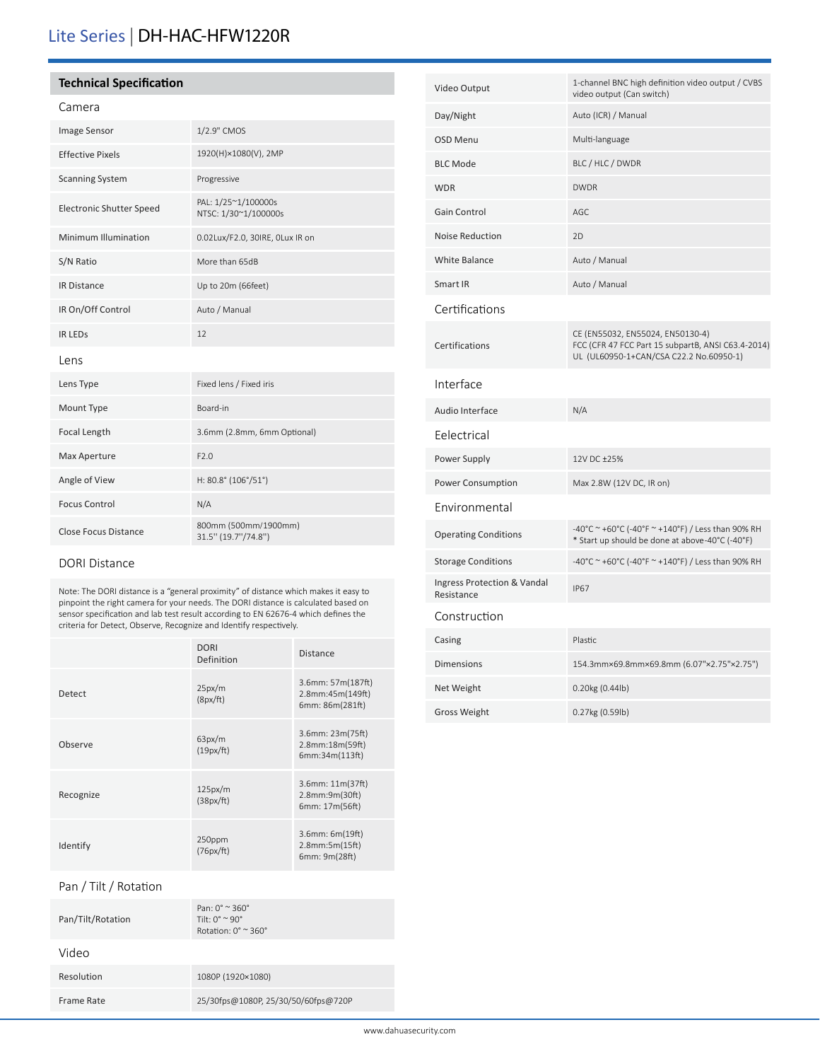# Lite Series | DH-HAC-HFW1220R

## Technical Specification

### Camera

| | |
|---|---|
| Image Sensor | 1/2.9" CMOS |
| Effective Pixels | 1920(H)×1080(V), 2MP |
| Scanning System | Progressive |
| Electronic Shutter Speed | PAL: 1/25~1/100000s<br>NTSC: 1/30~1/100000s |
| Minimum Illumination | 0.02Lux/F2.0, 30IRE, 0Lux IR on |
| S/N Ratio | More than 65dB |
| IR Distance | Up to 20m (66feet) |
| IR On/Off Control | Auto / Manual |
| IR LEDs | 12 |

### Lens

| | |
|---|---|
| Lens Type | Fixed lens / Fixed iris |
| Mount Type | Board-in |
| Focal Length | 3.6mm (2.8mm, 6mm Optional) |
| Max Aperture | F2.0 |
| Angle of View | H: 80.8° (106°/51°) |
| Focus Control | N/A |
| Close Focus Distance | 800mm (500mm/1900mm)<br>31.5" (19.7"/74.8") |

### DORI Distance

Note: The DORI distance is a "general proximity" of distance which makes it easy to pinpoint the right camera for your needs. The DORI distance is calculated based on sensor specification and lab test result according to EN 62676-4 which defines the criteria for Detect, Observe, Recognize and Identify respectively.

| | DORI Definition | Distance |
|---|---|---|
| Detect | 25px/m<br>(8px/ft) | 3.6mm: 57m(187ft)<br>2.8mm:45m(149ft)<br>6mm: 86m(281ft) |
| Observe | 63px/m<br>(19px/ft) | 3.6mm: 23m(75ft)<br>2.8mm:18m(59ft)<br>6mm:34m(113ft) |
| Recognize | 125px/m<br>(38px/ft) | 3.6mm: 11m(37ft)<br>2.8mm:9m(30ft)<br>6mm: 17m(56ft) |
| Identify | 250ppm<br>(76px/ft) | 3.6mm: 6m(19ft)<br>2.8mm:5m(15ft)<br>6mm: 9m(28ft) |

### Pan / Tilt / Rotation

| | |
|---|---|
| Pan/Tilt/Rotation | Pan: 0° ~ 360°<br>Tilt: 0° ~ 90°<br>Rotation: 0° ~ 360° |

### Video

| | |
|---|---|
| Resolution | 1080P (1920×1080) |
| Frame Rate | 25/30fps@1080P, 25/30/50/60fps@720P |
| Video Output | 1-channel BNC high definition video output / CVBS video output (Can switch) |
| Day/Night | Auto (ICR) / Manual |
| OSD Menu | Multi-language |
| BLC Mode | BLC / HLC / DWDR |
| WDR | DWDR |
| Gain Control | AGC |
| Noise Reduction | 2D |
| White Balance | Auto / Manual |
| Smart IR | Auto / Manual |

### Certifications

| | |
|---|---|
| Certifications | CE (EN55032, EN55024, EN50130-4)<br>FCC (CFR 47 FCC Part 15 subpartB, ANSI C63.4-2014)<br>UL (UL60950-1+CAN/CSA C22.2 No.60950-1) |

### Interface

| | |
|---|---|
| Audio Interface | N/A |

### Eelectrical

| | |
|---|---|
| Power Supply | 12V DC ±25% |
| Power Consumption | Max 2.8W (12V DC, IR on) |

### Environmental

| | |
|---|---|
| Operating Conditions | -40°C ~ +60°C (-40°F ~ +140°F) / Less than 90% RH<br>* Start up should be done at above-40°C (-40°F) |
| Storage Conditions | -40°C ~ +60°C (-40°F ~ +140°F) / Less than 90% RH |
| Ingress Protection & Vandal Resistance | IP67 |

### Construction

| | |
|---|---|
| Casing | Plastic |
| Dimensions | 154.3mm×69.8mm×69.8mm (6.07"×2.75"×2.75") |
| Net Weight | 0.20kg (0.44lb) |
| Gross Weight | 0.27kg (0.59lb) |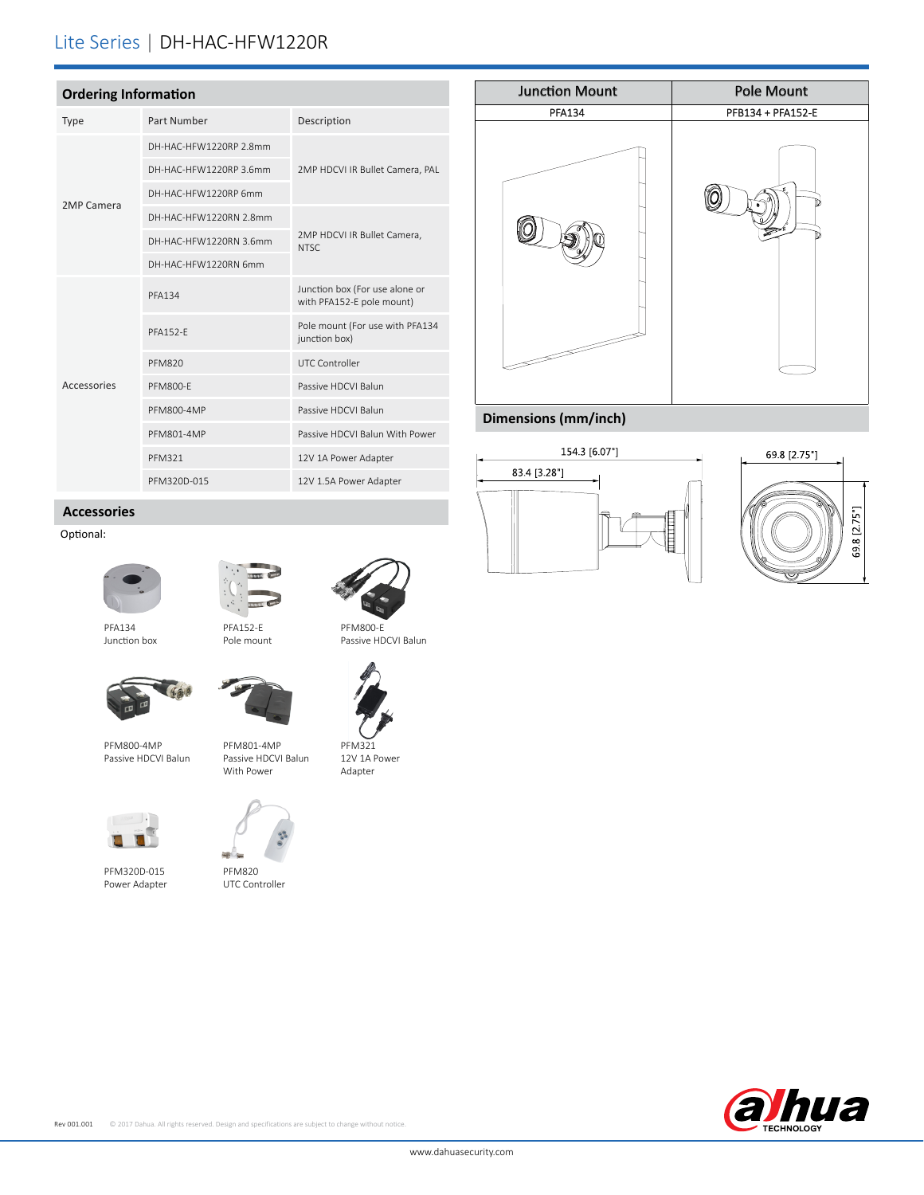## Ordering Information

| Type | Part Number | Description |
|---|---|---|
| 2MP Camera | DH-HAC-HFW1220RP 2.8mm | 2MP HDCVI IR Bullet Camera, PAL |
| | DH-HAC-HFW1220RP 3.6mm | |
| | DH-HAC-HFW1220RP 6mm | |
| | DH-HAC-HFW1220RN 2.8mm | 2MP HDCVI IR Bullet Camera, NTSC |
| | DH-HAC-HFW1220RN 3.6mm | |
| | DH-HAC-HFW1220RN 6mm | |
| Accessories | PFA134 | Junction box (For use alone or with PFA152-E pole mount) |
| | PFA152-E | Pole mount (For use with PFA134 junction box) |
| | PFM820 | UTC Controller |
| | PFM800-E | Passive HDCVI Balun |
| | PFM800-4MP | Passive HDCVI Balun |
| | PFM801-4MP | Passive HDCVI Balun With Power |
| | PFM321 | 12V 1A Power Adapter |
| | PFM320D-015 | 12V 1.5A Power Adapter |

| Junction Mount | Pole Mount |
|---|---|
| PFA134 | PFB134 + PFA152-E |

## Accessories

Optional:

PFA134
Junction box

PFA152-E
Pole mount

PFM800-E
Passive HDCVI Balun

PFM800-4MP
Passive HDCVI Balun

PFM801-4MP
Passive HDCVI Balun With Power

PFM321
12V 1A Power Adapter

PFM320D-015
Power Adapter

PFM820
UTC Controller

## Dimensions (mm/inch)

154.3 [6.07"]

83.4 [3.28"]

69.8 [2.75"]

69.8 [2.75"]

Rev 001.001 © 2017 Dahua. All rights reserved. Design and specifications are subject to change without notice.

www.dahuasecurity.com